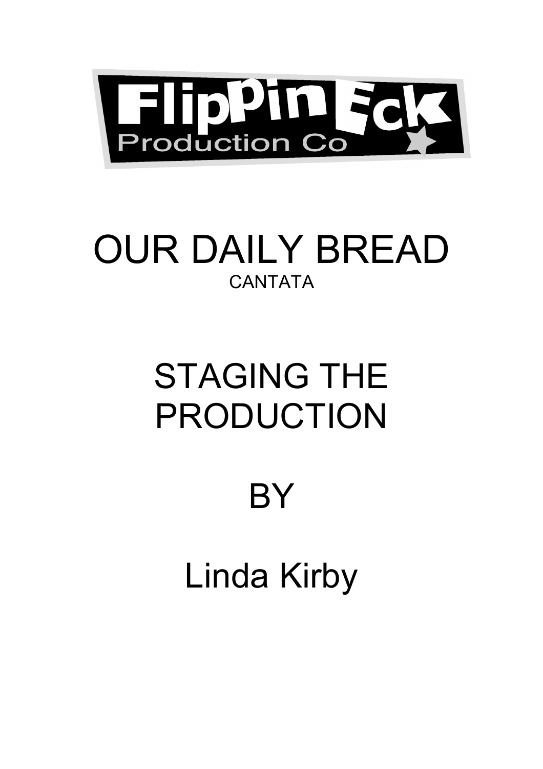FlippinEck Production Co

# OUR DAILY BREAD

CANTATA

# STAGING THE PRODUCTION

BY

Linda Kirby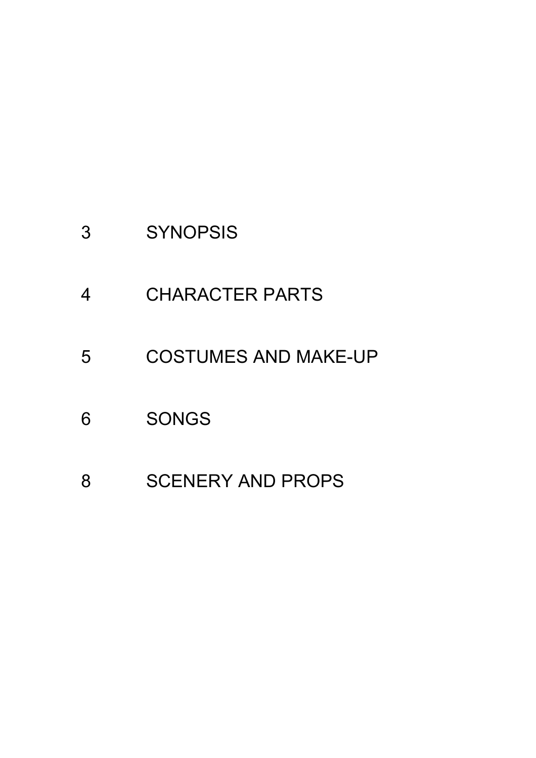| | |
|---|---|
| 3 | SYNOPSIS |
| 4 | CHARACTER PARTS |
| 5 | COSTUMES AND MAKE-UP |
| 6 | SONGS |
| 8 | SCENERY AND PROPS |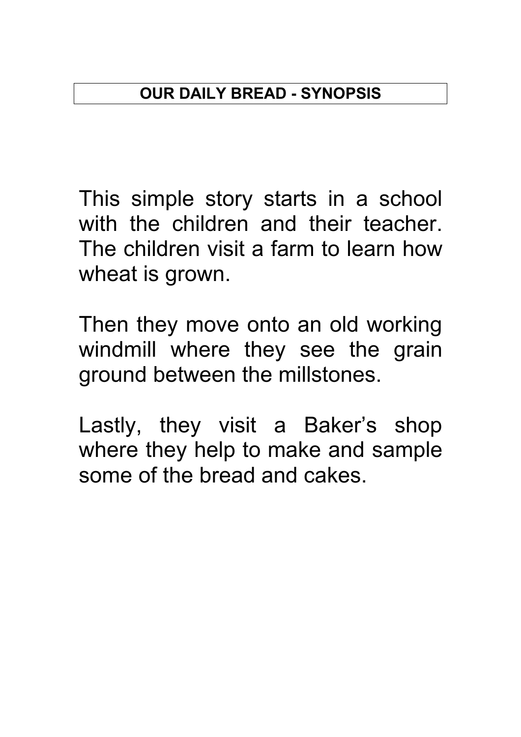# OUR DAILY BREAD - SYNOPSIS

This simple story starts in a school with the children and their teacher. The children visit a farm to learn how wheat is grown.

Then they move onto an old working windmill where they see the grain ground between the millstones.

Lastly, they visit a Baker's shop where they help to make and sample some of the bread and cakes.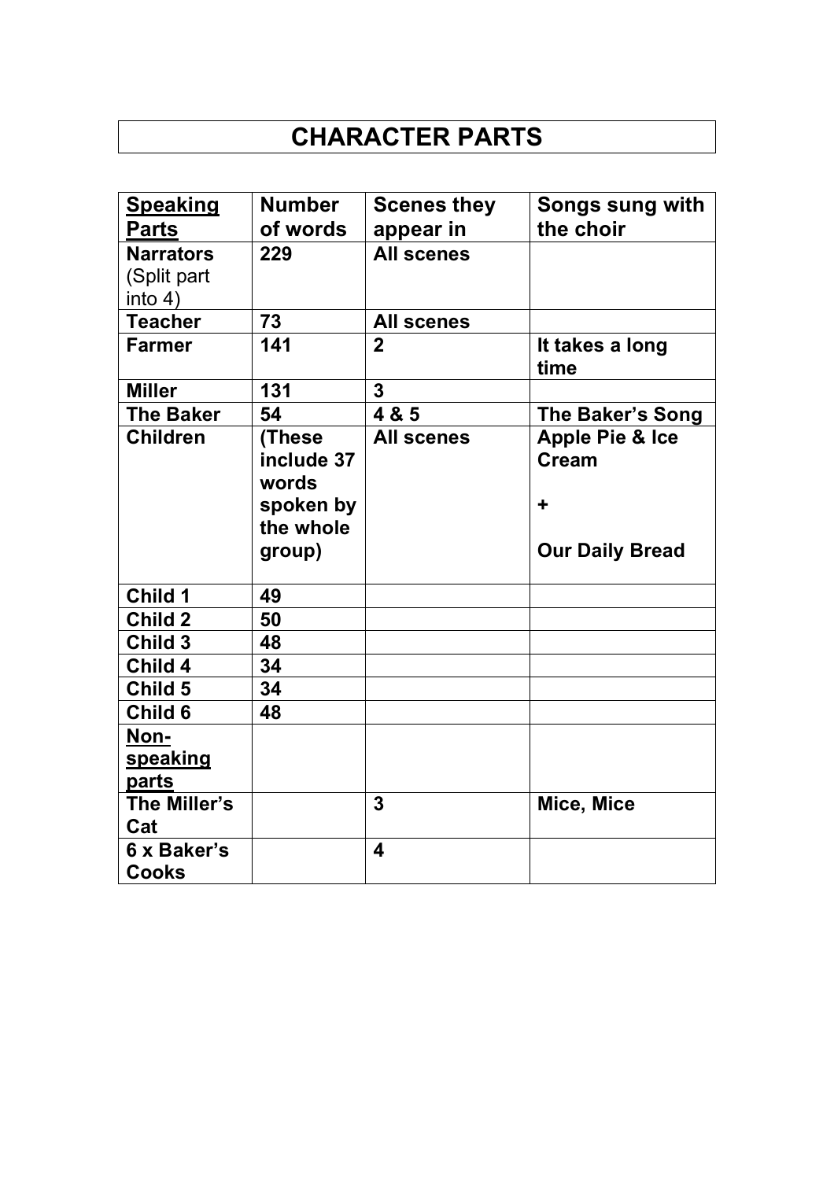# CHARACTER PARTS

| Speaking Parts | Number of words | Scenes they appear in | Songs sung with the choir |
|---|---|---|---|
| **Narrators** (Split part into 4) | **229** | **All scenes** | |
| **Teacher** | **73** | **All scenes** | |
| **Farmer** | **141** | **2** | **It takes a long time** |
| **Miller** | **131** | **3** | |
| **The Baker** | **54** | **4 & 5** | **The Baker's Song** |
| **Children** | **(These include 37 words spoken by the whole group)** | **All scenes** | **Apple Pie & Ice Cream** <br> **+** <br> **Our Daily Bread** |
| **Child 1** | **49** | | |
| **Child 2** | **50** | | |
| **Child 3** | **48** | | |
| **Child 4** | **34** | | |
| **Child 5** | **34** | | |
| **Child 6** | **48** | | |
| **Non-speaking parts** | | | |
| **The Miller's Cat** | | **3** | **Mice, Mice** |
| **6 x Baker's Cooks** | | **4** | |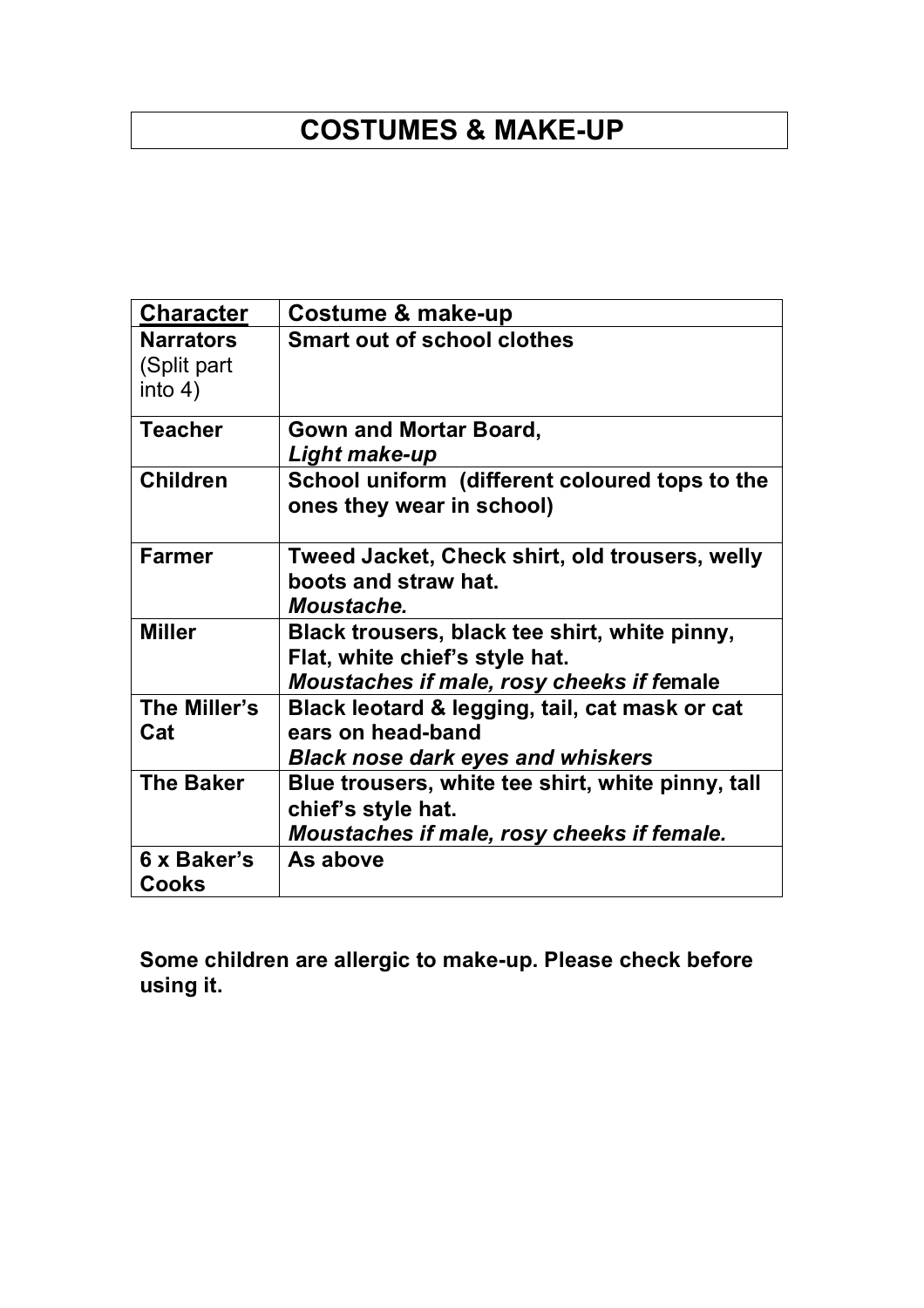# COSTUMES & MAKE-UP

| Character | Costume & make-up |
| --- | --- |
| **Narrators** (Split part into 4) | **Smart out of school clothes** |
| **Teacher** | **Gown and Mortar Board,** ***Light make-up*** |
| **Children** | **School uniform (different coloured tops to the ones they wear in school)** |
| **Farmer** | **Tweed Jacket, Check shirt, old trousers, welly boots and straw hat.** ***Moustache.*** |
| **Miller** | **Black trousers, black tee shirt, white pinny, Flat, white chief's style hat.** ***Moustaches if male, rosy cheeks if female*** |
| **The Miller's Cat** | **Black leotard & legging, tail, cat mask or cat ears on head-band** ***Black nose dark eyes and whiskers*** |
| **The Baker** | **Blue trousers, white tee shirt, white pinny, tall chief's style hat.** ***Moustaches if male, rosy cheeks if female.*** |
| **6 x Baker's Cooks** | **As above** |

**Some children are allergic to make-up. Please check before using it.**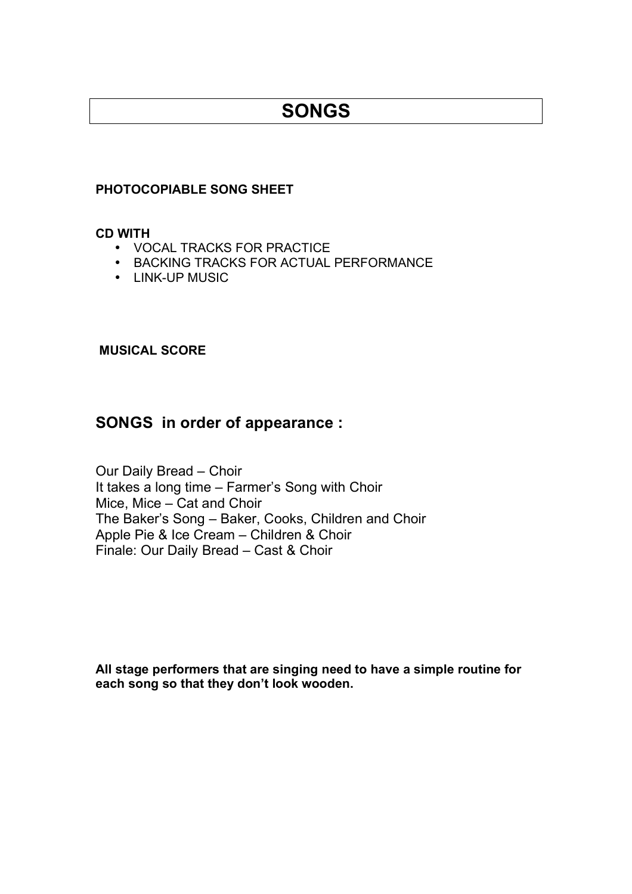# SONGS

**PHOTOCOPIABLE SONG SHEET**

**CD WITH**

- VOCAL TRACKS FOR PRACTICE
- BACKING TRACKS FOR ACTUAL PERFORMANCE
- LINK-UP MUSIC

**MUSICAL SCORE**

## SONGS in order of appearance :

Our Daily Bread – Choir
It takes a long time – Farmer's Song with Choir
Mice, Mice – Cat and Choir
The Baker's Song – Baker, Cooks, Children and Choir
Apple Pie & Ice Cream – Children & Choir
Finale: Our Daily Bread – Cast & Choir

**All stage performers that are singing need to have a simple routine for each song so that they don't look wooden.**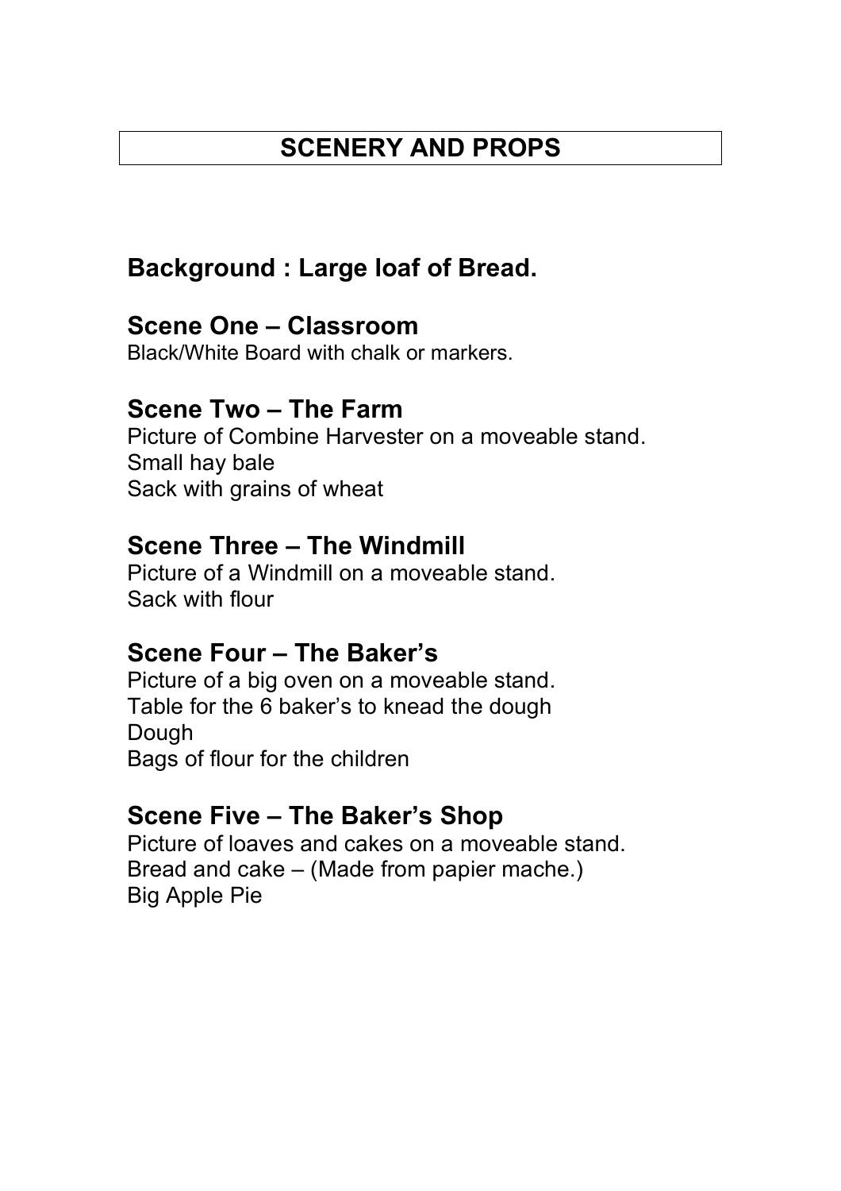# SCENERY AND PROPS

## Background : Large loaf of Bread.

## Scene One – Classroom

Black/White Board with chalk or markers.

## Scene Two – The Farm

Picture of Combine Harvester on a moveable stand.
Small hay bale
Sack with grains of wheat

## Scene Three – The Windmill

Picture of a Windmill on a moveable stand.
Sack with flour

## Scene Four – The Baker's

Picture of a big oven on a moveable stand.
Table for the 6 baker's to knead the dough
Dough
Bags of flour for the children

## Scene Five – The Baker's Shop

Picture of loaves and cakes on a moveable stand.
Bread and cake – (Made from papier mache.)
Big Apple Pie